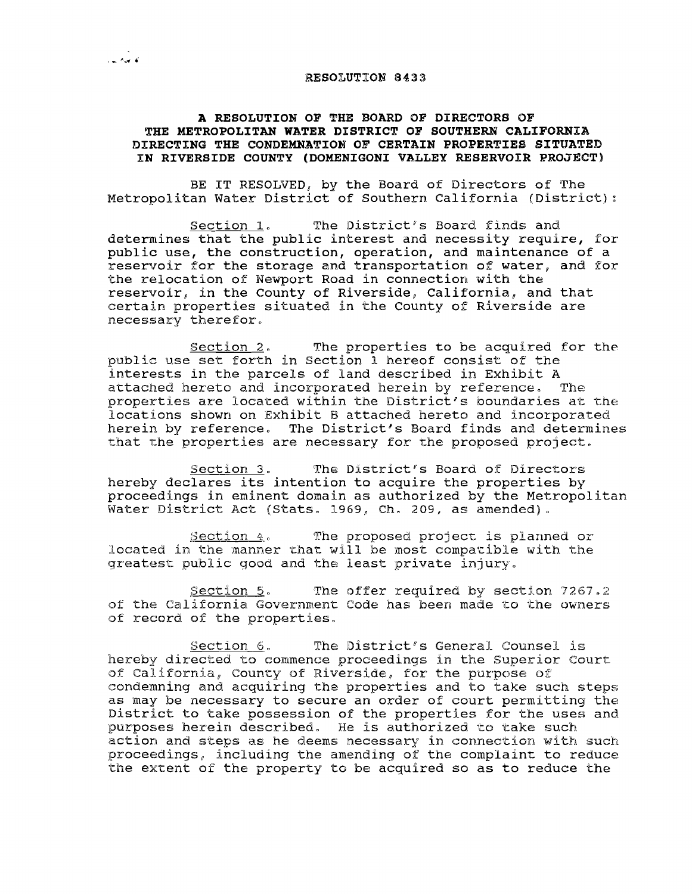# RESOLUTION 8433

## A RESOLUTION OF THE BOARD OF DIRECTORS OF THE METROPOLITAN WATER DISTRICT OF SOUTHERN CALIFORNIA DIRECTING THE CONDEMNATION OF CERTAIN PROPERTIES SITUATED IN RIVERSIDE COUNTY (DOMENIGONI VALLEY RESERVOIR PROJECT)

BE IT RESOLVED, by the Board of Directors of The Metropolitan Water District of Southern California (District):

Section 1. The District's Board finds and determines that the public interest and necessity require, for public use, the construction, operation, and maintenance of a reservoir for the storage and transportation of water, and for the relocation of Newport Road in connection with the reservoir, in the County of Riverside, California, and that certain properties situated in the County of Riverside are necessary therefor.

Section 2. The properties to be acquired for the public use set forth in Section 1 hereof consist of the interests in the parcels of land described in Exhibit A attached hereto and incorporated herein by reference. The properties are located within the District's boundaries at the locations shown on Exhibit B attached hereto and incorporated herein by reference. The District's Board finds and determines that the properties are necessary for the proposed project.

Section 3. The District's Board of Directors hereby declares its intention to acquire the properties by proceedings in eminent domain as authorized by the Metropolitan Water District Act (Stats. 1969, Ch. 209, as amended).

Section 4. The proposed project is planned or located in the manner that will be most compatible with the greatest public good and the least private injury.

Section 5. The offer required by section 7267.2 of the California Government Code has been made to the owners of record of the properties.

Section 6. The District's General Counsel is hereby directed to commence proceedings in the Superior Court of California, County of Riverside, for the purpose of condemning and acquiring the properties and to take such steps as may be necessary to secure an order of court permitting the District to take possession of the properties for the uses and purposes herein described. He is authorized to take such action and steps as he deems necessary in connection with such proceedings, including the amending of the complaint to reduce the extent of the property to be acquired so as to reduce the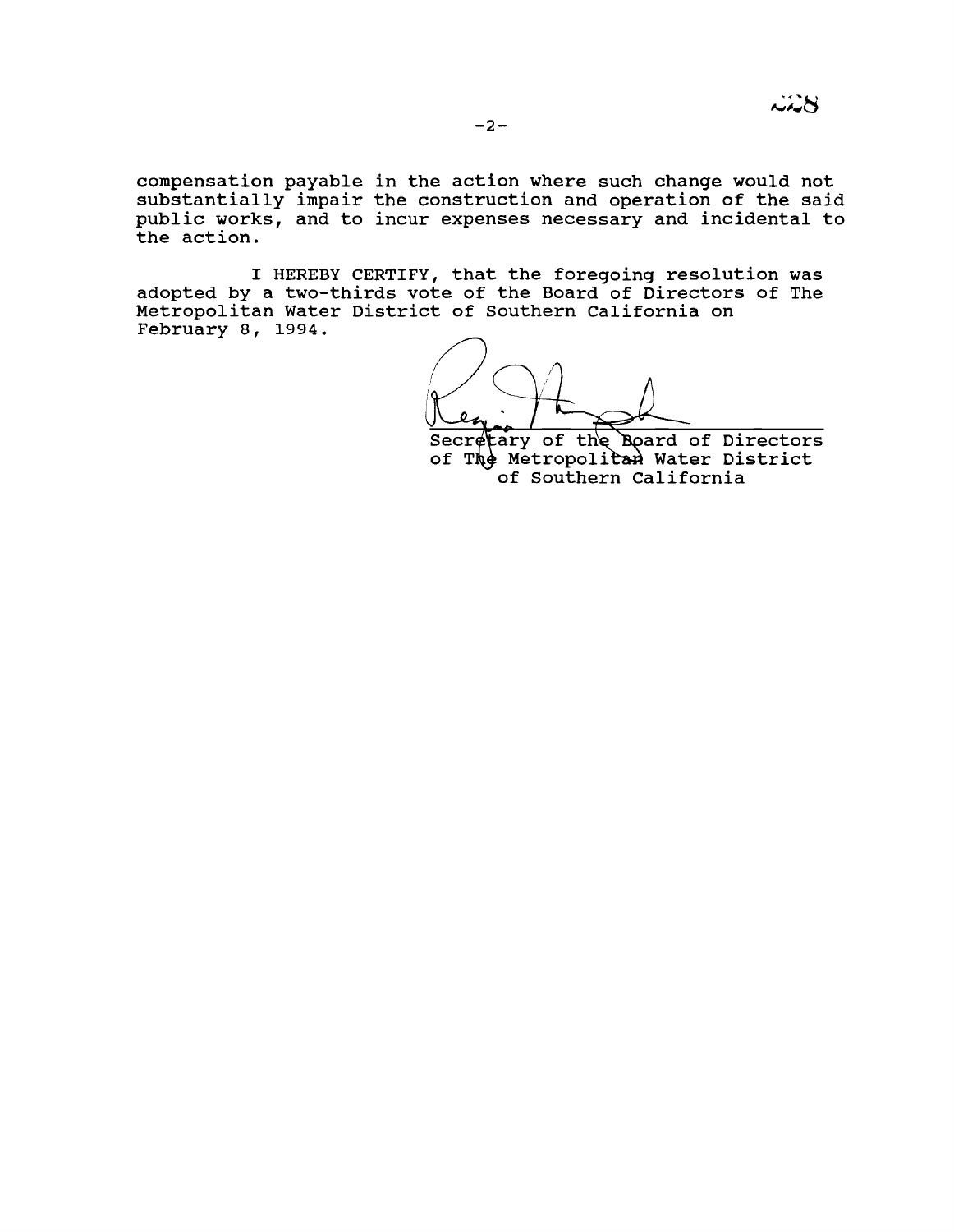compensation payable in the action where such change would not substantially impair the construction and operation of the said public works, and to incur expenses necessary and incidental to the action.

I HEREBY CERTIFY, that the foregoing resolution was adopted by a two-thirds vote of the Board of Directors of The Metropolitan Water District of Southern California on February 8, 1994.

Secretary of the Board of Directors
of The Metropolitan Water District
of Southern California